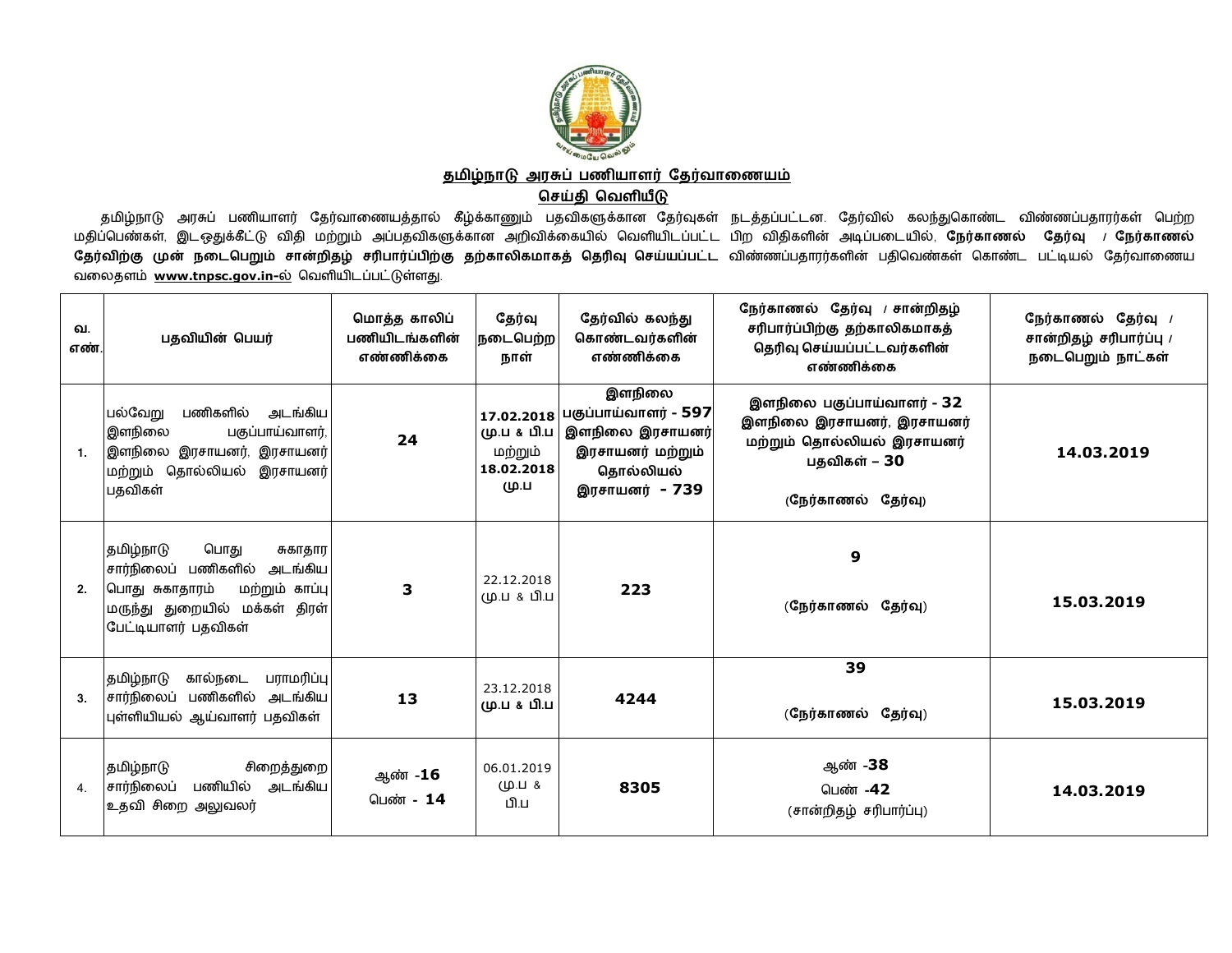# தமிழ்நாடு அரசுப் பணியாளர் தேர்வாணையம்

## செய்தி வெளியீடு

தமிழ்நாடு அரசுப் பணியாளர் தேர்வாணையத்தால் கீழ்க்காணும் பதவிகளுக்கான தேர்வுகள் நடத்தப்பட்டன. தேர்வில் கலந்துகொண்ட விண்ணப்பதாரர்கள் பெற்ற மதிப்பெண்கள், இடஒதுக்கீட்டு விதி மற்றும் அப்பதவிகளுக்கான அறிவிக்கையில் வெளியிடப்பட்ட பிற விதிகளின் அடிப்படையில், **நேர்காணல் தேர்வு / நேர்காணல் தேர்விற்கு முன் நடைபெறும் சான்றிதழ் சரிபார்ப்பிற்கு தற்காலிகமாகத் தெரிவு செய்யப்பட்ட** விண்ணப்பதாரர்களின் பதிவெண்கள் கொண்ட பட்டியல் தேர்வாணைய வலைதளம் **www.tnpsc.gov.in-ல்** வெளியிடப்பட்டுள்ளது.

| வ. எண். | பதவியின் பெயர் | மொத்த காலிப் பணியிடங்களின் எண்ணிக்கை | தேர்வு நடைபெற்ற நாள் | தேர்வில் கலந்து கொண்டவர்களின் எண்ணிக்கை | நேர்காணல் தேர்வு / சான்றிதழ் சரிபார்ப்பிற்கு தற்காலிகமாகத் தெரிவு செய்யப்பட்டவர்களின் எண்ணிக்கை | நேர்காணல் தேர்வு / சான்றிதழ் சரிபார்ப்பு / நடைபெறும் நாட்கள் |
|---|---|---|---|---|---|---|
| 1. | பல்வேறு பணிகளில் அடங்கிய இளநிலை பகுப்பாய்வாளர், இளநிலை இரசாயனர், இரசாயனர் மற்றும் தொல்லியல் இரசாயனர் பதவிகள் | **24** | **17.02.2018** மு.ப & பி.ப மற்றும் **18.02.2018** மு.ப | **இளநிலை பகுப்பாய்வாளர் - 597** **இளநிலை இரசாயனர் இரசாயனர் மற்றும் தொல்லியல் இரசாயனர் - 739** | **இளநிலை பகுப்பாய்வாளர் - 32** **இளநிலை இரசாயனர், இரசாயனர் மற்றும் தொல்லியல் இரசாயனர் பதவிகள் – 30** (நேர்காணல் தேர்வு) | **14.03.2019** |
| 2. | தமிழ்நாடு பொது சுகாதார சார்நிலைப் பணிகளில் அடங்கிய பொது சுகாதாரம் மற்றும் காப்பு மருந்து துறையில் மக்கள் திரள் பேட்டியாளர் பதவிகள் | **3** | 22.12.2018 மு.ப & பி.ப | **223** | **9** (நேர்காணல் தேர்வு) | **15.03.2019** |
| 3. | தமிழ்நாடு கால்நடை பராமரிப்பு சார்நிலைப் பணிகளில் அடங்கிய புள்ளியியல் ஆய்வாளர் பதவிகள் | **13** | 23.12.2018 மு.ப & பி.ப | **4244** | **39** (நேர்காணல் தேர்வு) | **15.03.2019** |
| 4. | தமிழ்நாடு சிறைத்துறை சார்நிலைப் பணியில் அடங்கிய உதவி சிறை அலுவலர் | ஆண் -**16** பெண் - **14** | 06.01.2019 மு.ப & பி.ப | **8305** | ஆண் -**38** பெண் -**42** (சான்றிதழ் சரிபார்ப்பு) | **14.03.2019** |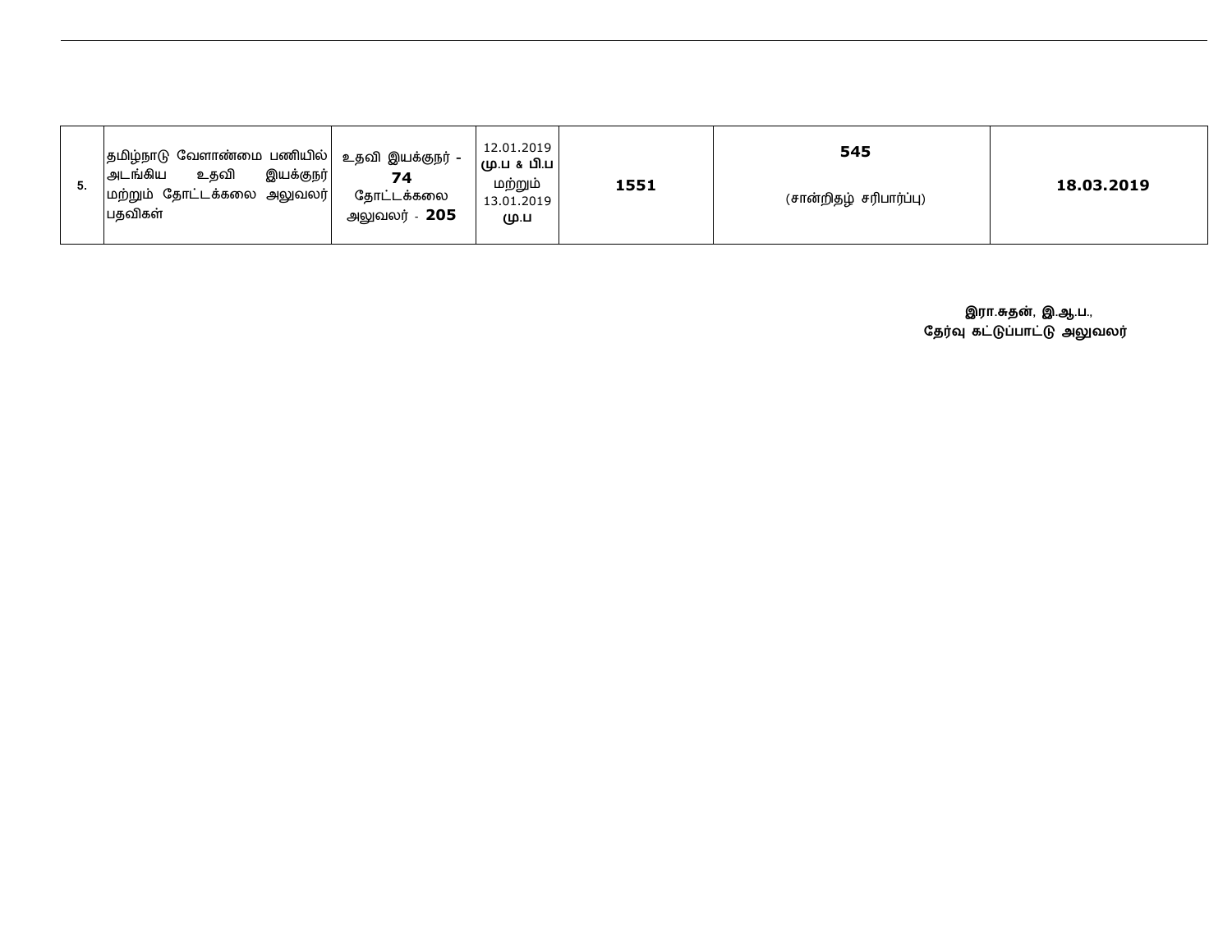| 5. | தமிழ்நாடு வேளாண்மை பணியில் அடங்கிய உதவி இயக்குநர் மற்றும் தோட்டக்கலை அலுவலர் பதவிகள் | உதவி இயக்குநர் - **74** தோட்டக்கலை அலுவலர் - **205** | 12.01.2019 **மு.ப & பி.ப** மற்றும் 13.01.2019 **மு.ப** | **1551** | **545** (சான்றிதழ் சரிபார்ப்பு) | **18.03.2019** |
|---|---|---|---|---|---|---|

**இரா.சுதன், இ.ஆ.ப.,**
**தேர்வு கட்டுப்பாட்டு அலுவலர்**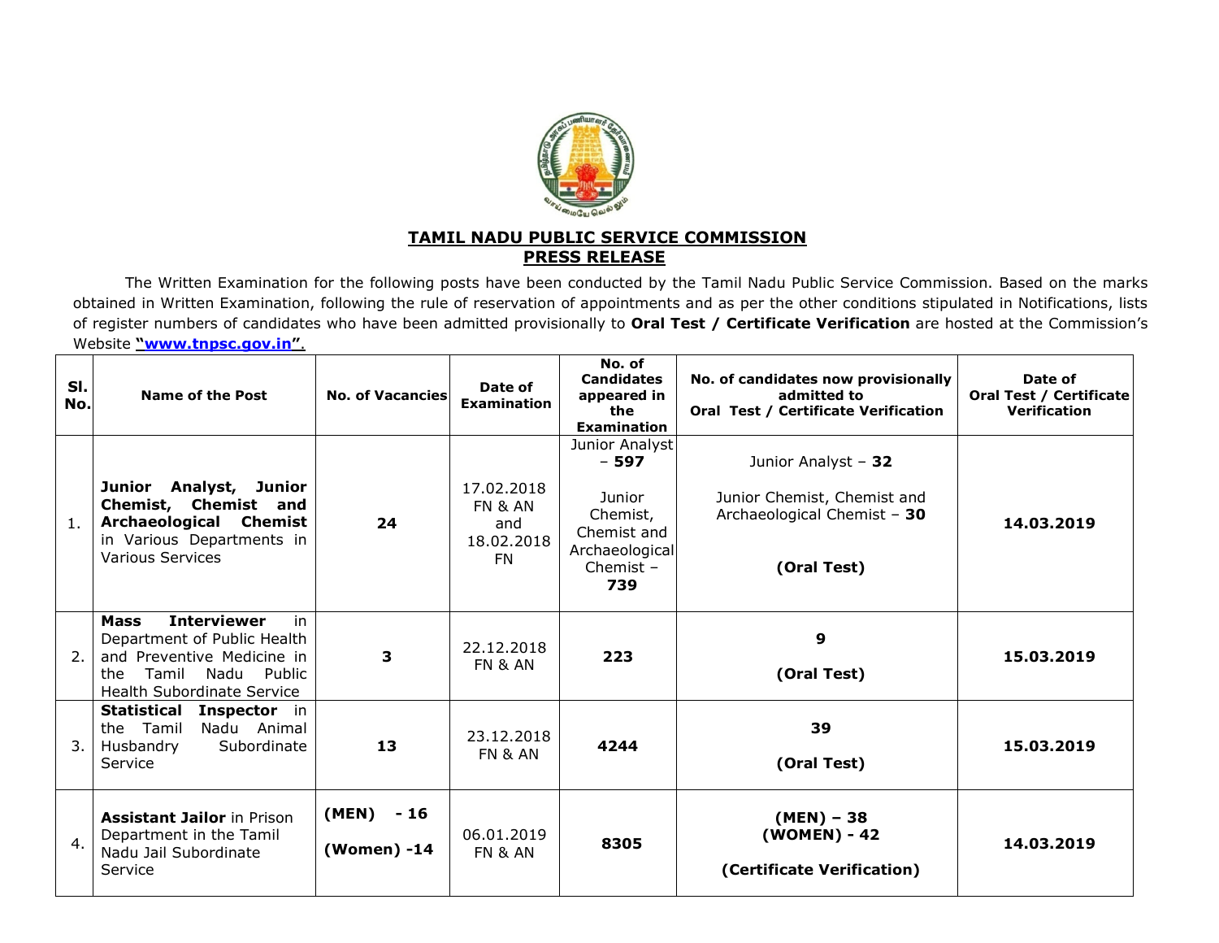**TAMIL NADU PUBLIC SERVICE COMMISSION**
**PRESS RELEASE**

The Written Examination for the following posts have been conducted by the Tamil Nadu Public Service Commission. Based on the marks obtained in Written Examination, following the rule of reservation of appointments and as per the other conditions stipulated in Notifications, lists of register numbers of candidates who have been admitted provisionally to **Oral Test / Certificate Verification** are hosted at the Commission's Website **"www.tnpsc.gov.in"**.

| Sl. No. | Name of the Post | No. of Vacancies | Date of Examination | No. of Candidates appeared in the Examination | No. of candidates now provisionally admitted to Oral Test / Certificate Verification | Date of Oral Test / Certificate Verification |
|---|---|---|---|---|---|---|
| 1. | **Junior Analyst, Junior Chemist, Chemist and Archaeological Chemist** in Various Departments in Various Services | **24** | 17.02.2018 FN & AN and 18.02.2018 FN | Junior Analyst – **597**<br><br>Junior Chemist, Chemist and Archaeological Chemist – **739** | Junior Analyst – **32**<br><br>Junior Chemist, Chemist and Archaeological Chemist – **30**<br><br>**(Oral Test)** | **14.03.2019** |
| 2. | **Mass Interviewer** in Department of Public Health and Preventive Medicine in the Tamil Nadu Public Health Subordinate Service | **3** | 22.12.2018 FN & AN | **223** | **9**<br><br>**(Oral Test)** | **15.03.2019** |
| 3. | **Statistical Inspector** in the Tamil Nadu Animal Husbandry Subordinate Service | **13** | 23.12.2018 FN & AN | **4244** | **39**<br><br>**(Oral Test)** | **15.03.2019** |
| 4. | **Assistant Jailor** in Prison Department in the Tamil Nadu Jail Subordinate Service | **(MEN) - 16**<br><br>**(Women) -14** | 06.01.2019 FN & AN | **8305** | **(MEN) – 38**<br>**(WOMEN) - 42**<br><br>**(Certificate Verification)** | **14.03.2019** |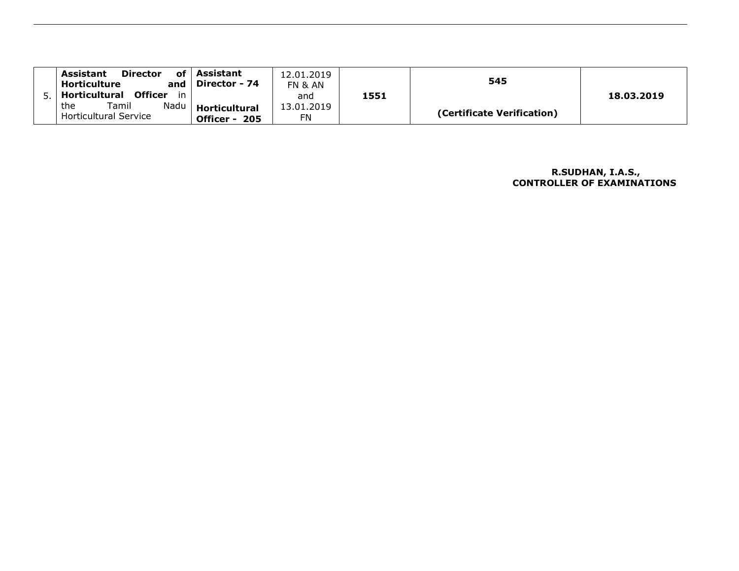| | | | | | | |
|---|---|---|---|---|---|---|
| 5. | **Assistant Director of Horticulture and Horticultural Officer** in the Tamil Nadu Horticultural Service | **Assistant Director - 74**<br><br>**Horticultural Officer - 205** | 12.01.2019 FN & AN and 13.01.2019 FN | **1551** | **545**<br><br>**(Certificate Verification)** | **18.03.2019** |

**R.SUDHAN, I.A.S.,**
**CONTROLLER OF EXAMINATIONS**